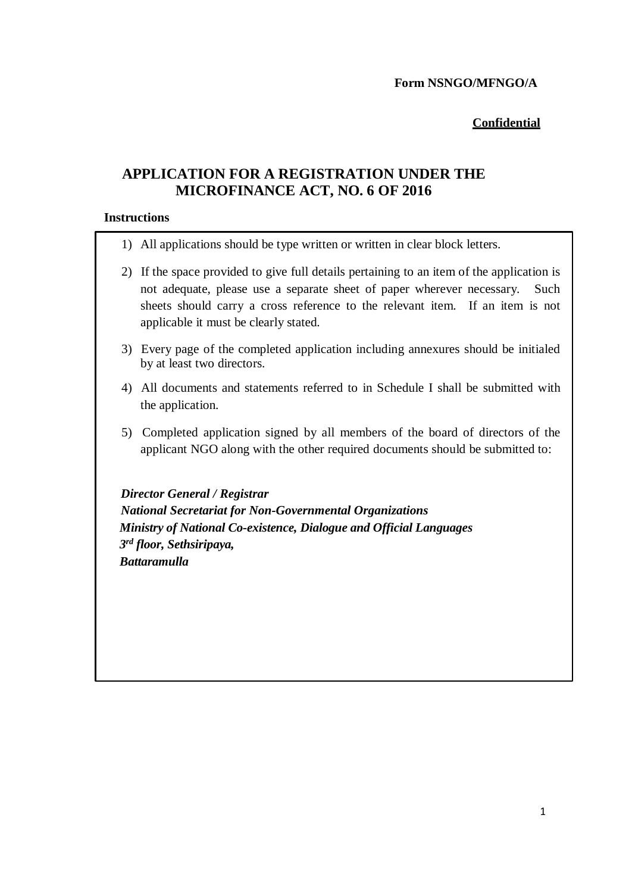**Form NSNGO/MFNGO/A**

**Confidential**

# APPLICATION FOR A REGISTRATION UNDER THE MICROFINANCE ACT, NO. 6 OF 2016

**Instructions**

1) All applications should be type written or written in clear block letters.
2) If the space provided to give full details pertaining to an item of the application is not adequate, please use a separate sheet of paper wherever necessary. Such sheets should carry a cross reference to the relevant item. If an item is not applicable it must be clearly stated.
3) Every page of the completed application including annexures should be initialed by at least two directors.
4) All documents and statements referred to in Schedule I shall be submitted with the application.
5) Completed application signed by all members of the board of directors of the applicant NGO along with the other required documents should be submitted to:

***Director General / Registrar***
***National Secretariat for Non-Governmental Organizations***
***Ministry of National Co-existence, Dialogue and Official Languages***
***3rd floor, Sethsiripaya,***
***Battaramulla***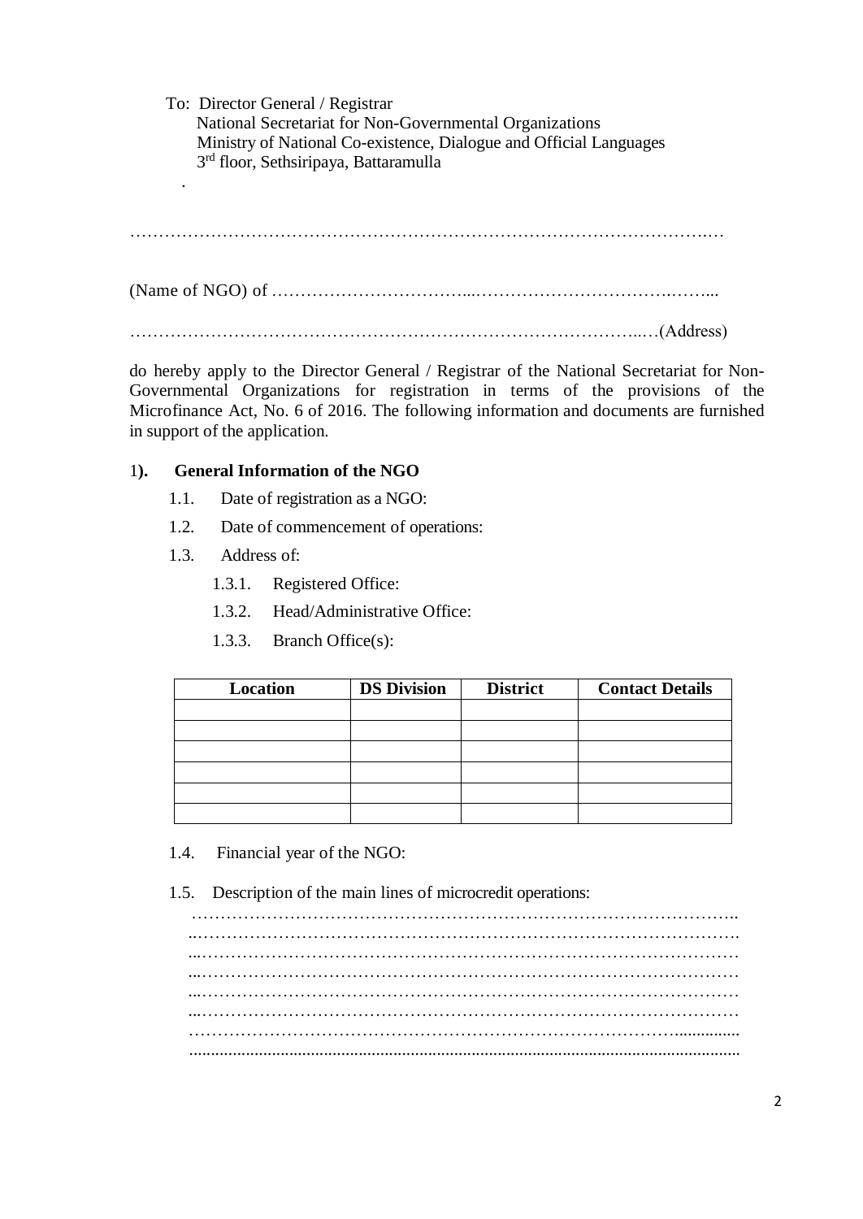To: Director General / Registrar
National Secretariat for Non-Governmental Organizations
Ministry of National Co-existence, Dialogue and Official Languages
3rd floor, Sethsiripaya, Battaramulla

.

…………………………………………………………………………………………

(Name of NGO) of ………………………………...…………………………….……...

…………………………………………………………………………..…(Address)

do hereby apply to the Director General / Registrar of the National Secretariat for Non-Governmental Organizations for registration in terms of the provisions of the Microfinance Act, No. 6 of 2016. The following information and documents are furnished in support of the application.

1). **General Information of the NGO**

1.1. Date of registration as a NGO:

1.2. Date of commencement of operations:

1.3. Address of:

1.3.1. Registered Office:

1.3.2. Head/Administrative Office:

1.3.3. Branch Office(s):

| Location | DS Division | District | Contact Details |
|---|---|---|---|
| | | | |
| | | | |
| | | | |
| | | | |
| | | | |
| | | | |

1.4. Financial year of the NGO:

1.5. Description of the main lines of microcredit operations:

……………………………………………………………………………………..
..……………………………………………………………………………………
...……………………………………………………………………………………
...……………………………………………………………………………………
...……………………………………………………………………………………
...……………………………………………………………………………………
………………………………………………………………………………..............
..............................................................................................................................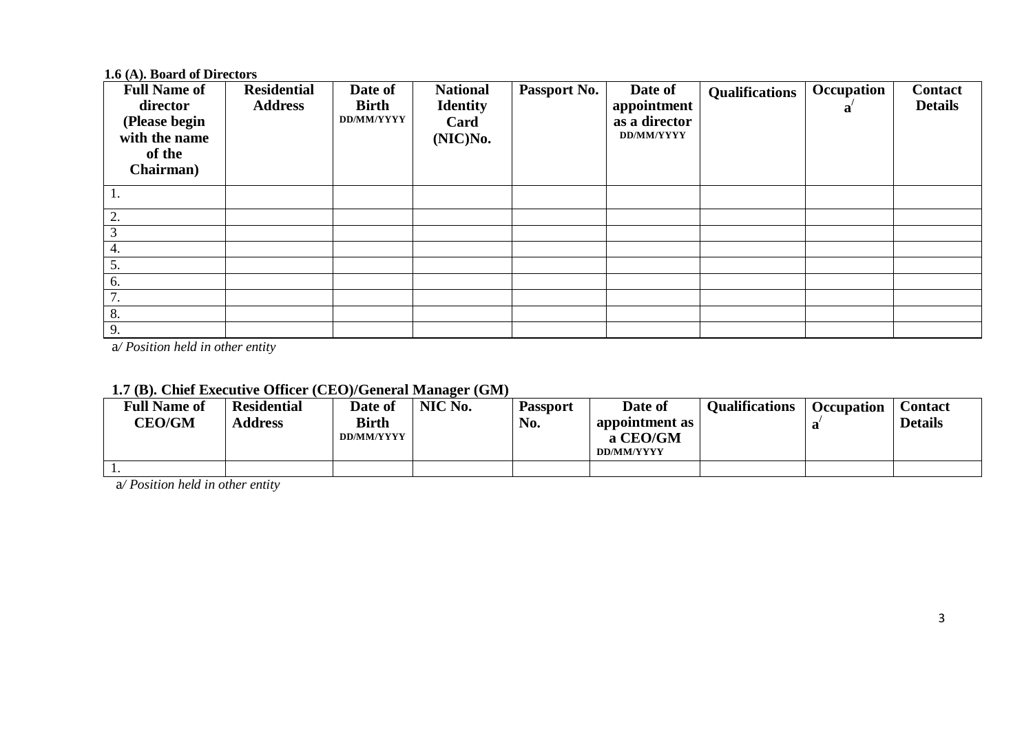**1.6 (A). Board of Directors**

| Full Name of director (Please begin with the name of the Chairman) | Residential Address | Date of Birth DD/MM/YYYY | National Identity Card (NIC)No. | Passport No. | Date of appointment as a director DD/MM/YYYY | Qualifications | Occupation a/ | Contact Details |
|---|---|---|---|---|---|---|---|---|
| 1. | | | | | | | | |
| 2. | | | | | | | | |
| 3 | | | | | | | | |
| 4. | | | | | | | | |
| 5. | | | | | | | | |
| 6. | | | | | | | | |
| 7. | | | | | | | | |
| 8. | | | | | | | | |
| 9. | | | | | | | | |

a*/ Position held in other entity*

**1.7 (B). Chief Executive Officer (CEO)/General Manager (GM)**

| Full Name of CEO/GM | Residential Address | Date of Birth DD/MM/YYYY | NIC No. | Passport No. | Date of appointment as a CEO/GM DD/MM/YYYY | Qualifications | Occupation a/ | Contact Details |
|---|---|---|---|---|---|---|---|---|
| 1. | | | | | | | | |

a*/ Position held in other entity*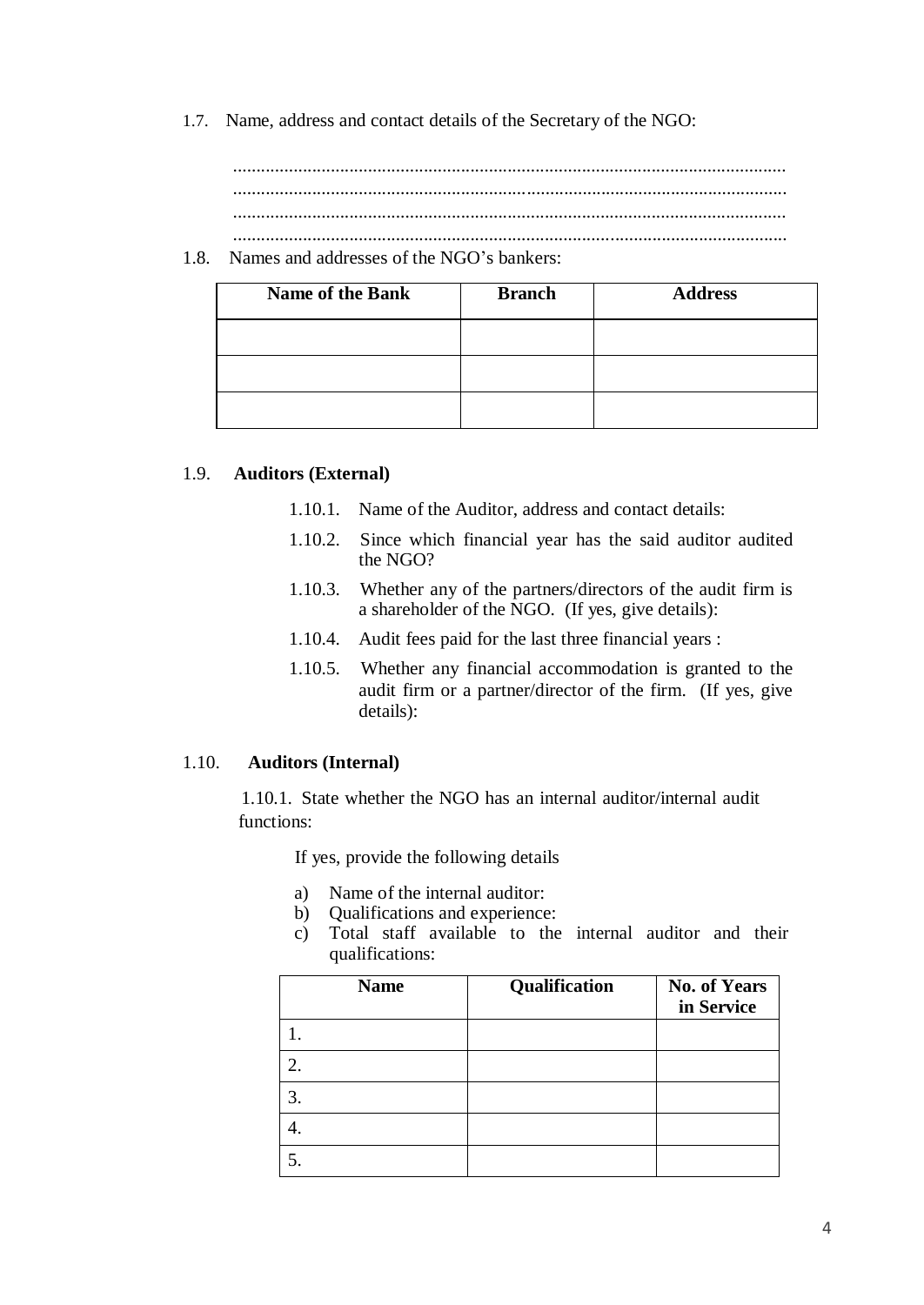1.7. Name, address and contact details of the Secretary of the NGO:

.......................................................................................................................
.......................................................................................................................
.......................................................................................................................
.......................................................................................................................

1.8. Names and addresses of the NGO's bankers:

| Name of the Bank | Branch | Address |
|---|---|---|
| | | |
| | | |
| | | |

1.9. **Auditors (External)**

1.10.1. Name of the Auditor, address and contact details:

1.10.2. Since which financial year has the said auditor audited the NGO?

1.10.3. Whether any of the partners/directors of the audit firm is a shareholder of the NGO. (If yes, give details):

1.10.4. Audit fees paid for the last three financial years :

1.10.5. Whether any financial accommodation is granted to the audit firm or a partner/director of the firm. (If yes, give details):

1.10. **Auditors (Internal)**

1.10.1. State whether the NGO has an internal auditor/internal audit functions:

If yes, provide the following details

a) Name of the internal auditor:
b) Qualifications and experience:
c) Total staff available to the internal auditor and their qualifications:

| Name | Qualification | No. of Years in Service |
|---|---|---|
| 1. | | |
| 2. | | |
| 3. | | |
| 4. | | |
| 5. | | |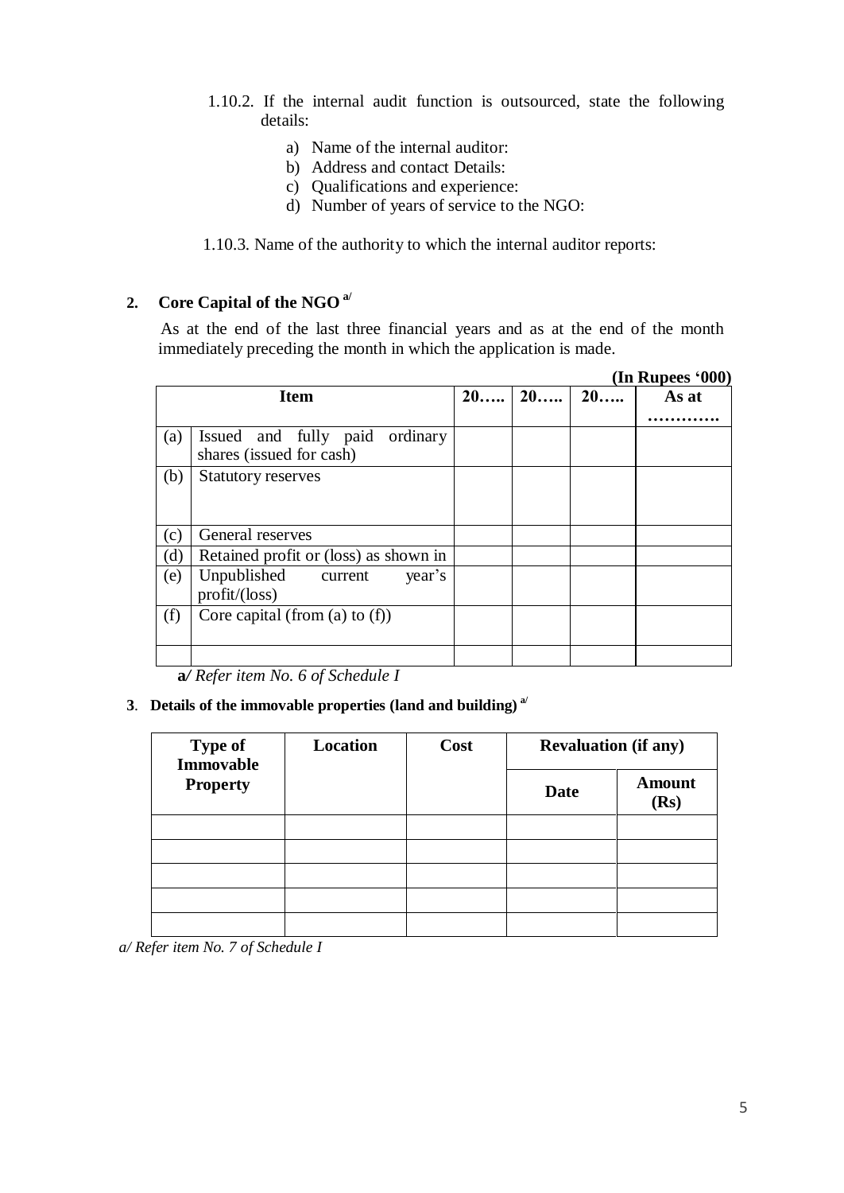1.10.2. If the internal audit function is outsourced, state the following details:

a) Name of the internal auditor:
b) Address and contact Details:
c) Qualifications and experience:
d) Number of years of service to the NGO:

1.10.3. Name of the authority to which the internal auditor reports:

## 2. Core Capital of the NGO [a/]

As at the end of the last three financial years and as at the end of the month immediately preceding the month in which the application is made.

**(In Rupees '000)**

| | Item | 20….. | 20….. | 20….. | As at ………… |
|---|---|---|---|---|---|
| (a) | Issued and fully paid ordinary shares (issued for cash) | | | | |
| (b) | Statutory reserves | | | | |
| (c) | General reserves | | | | |
| (d) | Retained profit or (loss) as shown in | | | | |
| (e) | Unpublished current year's profit/(loss) | | | | |
| (f) | Core capital (from (a) to (f)) | | | | |
| | | | | | |

**a/** *Refer item No. 6 of Schedule I*

## 3. Details of the immovable properties (land and building) [a/]

| Type of Immovable Property | Location | Cost | Revaluation (if any) | |
|---|---|---|---|---|
| | | | Date | Amount (Rs) |
| | | | | |
| | | | | |
| | | | | |
| | | | | |
| | | | | |

*a/ Refer item No. 7 of Schedule I*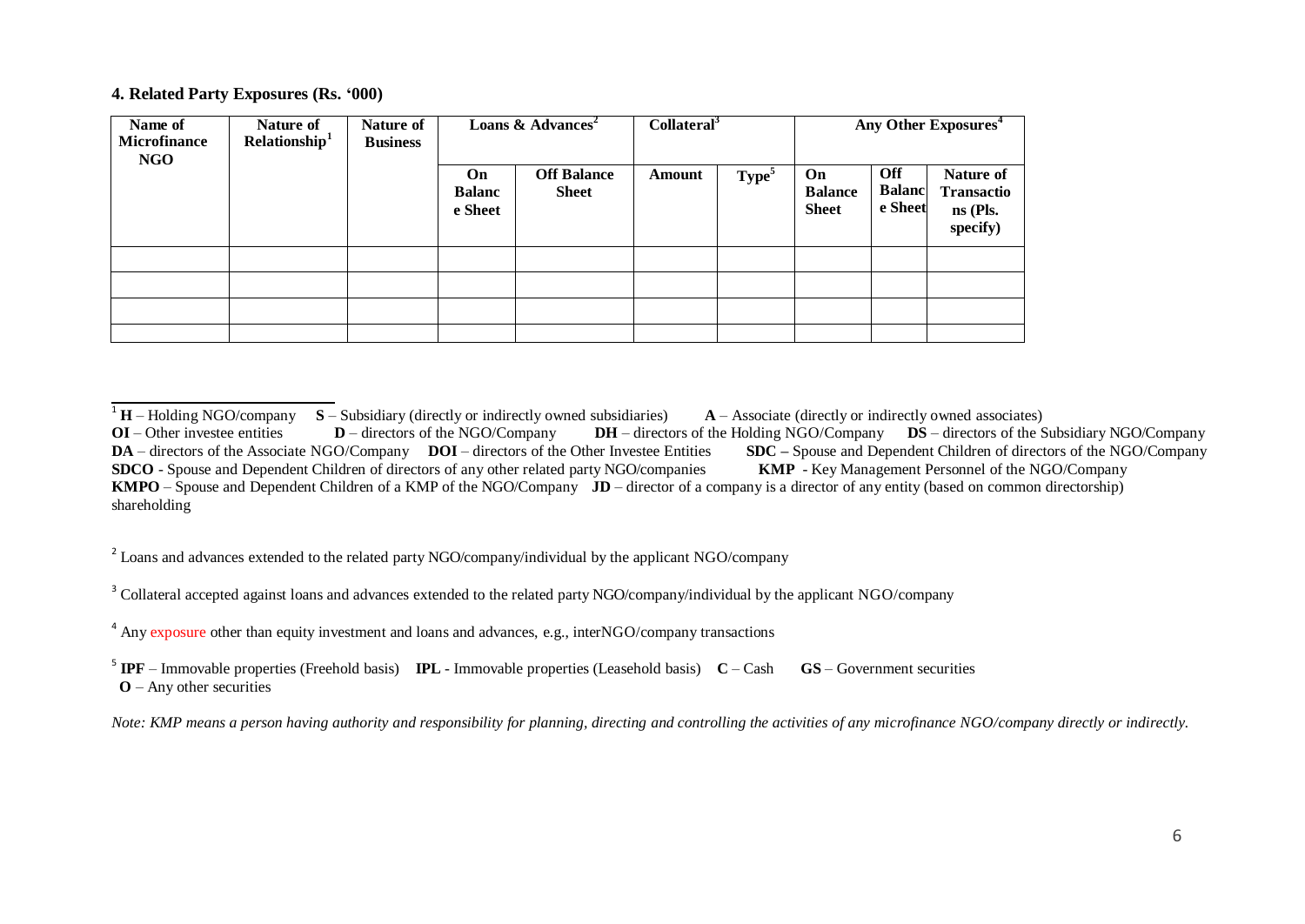### 4. Related Party Exposures (Rs. '000)

| Name of Microfinance NGO | Nature of Relationship[1] | Nature of Business | Loans & Advances[2] | | Collateral[3] | | Any Other Exposures[4] | | |
|---|---|---|---|---|---|---|---|---|---|
| | | | On Balance Sheet | Off Balance Sheet | Amount | Type[5] | On Balance Sheet | Off Balance Sheet | Nature of Transactions (Pls. specify) |
| | | | | | | | | | |
| | | | | | | | | | |
| | | | | | | | | | |
| | | | | | | | | | |

[1] **H** – Holding NGO/company **S** – Subsidiary (directly or indirectly owned subsidiaries) **A** – Associate (directly or indirectly owned associates)
**OI** – Other investee entities **D** – directors of the NGO/Company **DH** – directors of the Holding NGO/Company **DS** – directors of the Subsidiary NGO/Company
**DA** – directors of the Associate NGO/Company **DOI** – directors of the Other Investee Entities **SDC –** Spouse and Dependent Children of directors of the NGO/Company
**SDCO** - Spouse and Dependent Children of directors of any other related party NGO/companies **KMP** - Key Management Personnel of the NGO/Company
**KMPO** – Spouse and Dependent Children of a KMP of the NGO/Company **JD** – director of a company is a director of any entity (based on common directorship) shareholding

[2] Loans and advances extended to the related party NGO/company/individual by the applicant NGO/company

[3] Collateral accepted against loans and advances extended to the related party NGO/company/individual by the applicant NGO/company

[4] Any exposure other than equity investment and loans and advances, e.g., interNGO/company transactions

[5] **IPF** – Immovable properties (Freehold basis) **IPL** - Immovable properties (Leasehold basis) **C** – Cash **GS** – Government securities
**O** – Any other securities

*Note: KMP means a person having authority and responsibility for planning, directing and controlling the activities of any microfinance NGO/company directly or indirectly.*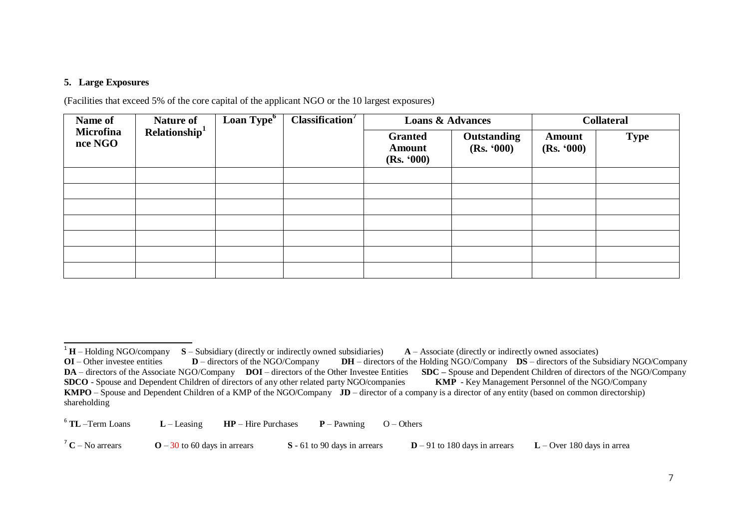## 5. Large Exposures

(Facilities that exceed 5% of the core capital of the applicant NGO or the 10 largest exposures)

| Name of Microfinance NGO | Nature of Relationship[1] | Loan Type[6] | Classification[7] | Loans & Advances | | Collateral | |
|---|---|---|---|---|---|---|---|
| | | | | Granted Amount (Rs. '000) | Outstanding (Rs. '000) | Amount (Rs. '000) | Type |
| | | | | | | | |
| | | | | | | | |
| | | | | | | | |
| | | | | | | | |
| | | | | | | | |
| | | | | | | | |
| | | | | | | | |

[1] **H** – Holding NGO/company **S** – Subsidiary (directly or indirectly owned subsidiaries) **A** – Associate (directly or indirectly owned associates) **OI** – Other investee entities **D** – directors of the NGO/Company **DH** – directors of the Holding NGO/Company **DS** – directors of the Subsidiary NGO/Company **DA** – directors of the Associate NGO/Company **DOI** – directors of the Other Investee Entities **SDC –** Spouse and Dependent Children of directors of the NGO/Company **SDCO** - Spouse and Dependent Children of directors of any other related party NGO/companies **KMP** - Key Management Personnel of the NGO/Company **KMPO** – Spouse and Dependent Children of a KMP of the NGO/Company **JD** – director of a company is a director of any entity (based on common directorship) shareholding

[6] **TL** –Term Loans **L** – Leasing **HP** – Hire Purchases **P** – Pawning O – Others

[7] **C** – No arrears **O** – 30 to 60 days in arrears **S** - 61 to 90 days in arrears **D** – 91 to 180 days in arrears **L** – Over 180 days in arrea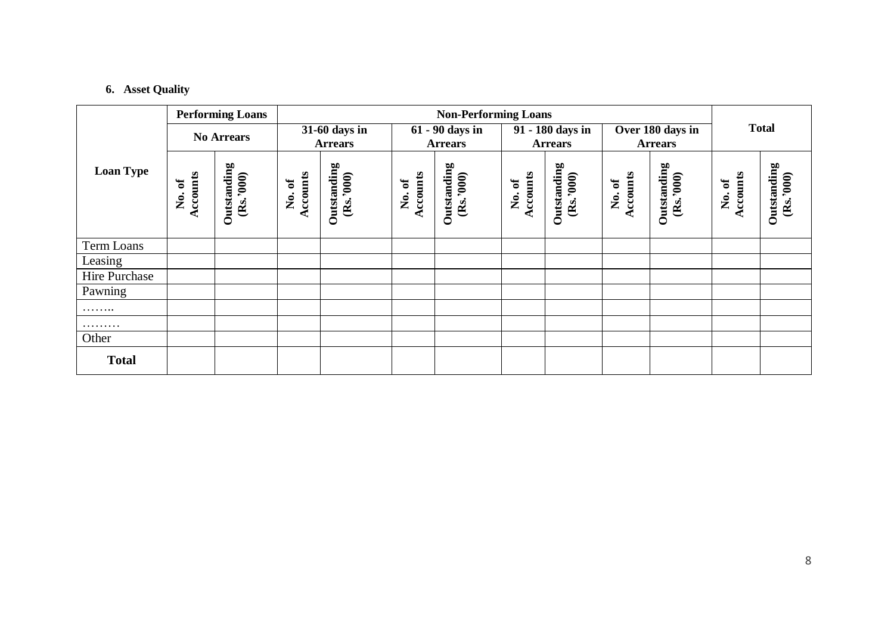### 6. Asset Quality

| Loan Type | Performing Loans | | Non-Performing Loans | | | | | | | | Total | |
|---|---|---|---|---|---|---|---|---|---|---|---|---|
| | No Arrears | | 31-60 days in Arrears | | 61 - 90 days in Arrears | | 91 - 180 days in Arrears | | Over 180 days in Arrears | | | |
| | No. of Accounts | Outstanding (Rs.'000) | No. of Accounts | Outstanding (Rs.'000) | No. of Accounts | Outstanding (Rs.'000) | No. of Accounts | Outstanding (Rs.'000) | No. of Accounts | Outstanding (Rs.'000) | No. of Accounts | Outstanding (Rs.'000) |
| Term Loans | | | | | | | | | | | | |
| Leasing | | | | | | | | | | | | |
| Hire Purchase | | | | | | | | | | | | |
| Pawning | | | | | | | | | | | | |
| …….. | | | | | | | | | | | | |
| ……… | | | | | | | | | | | | |
| Other | | | | | | | | | | | | |
| **Total** | | | | | | | | | | | | |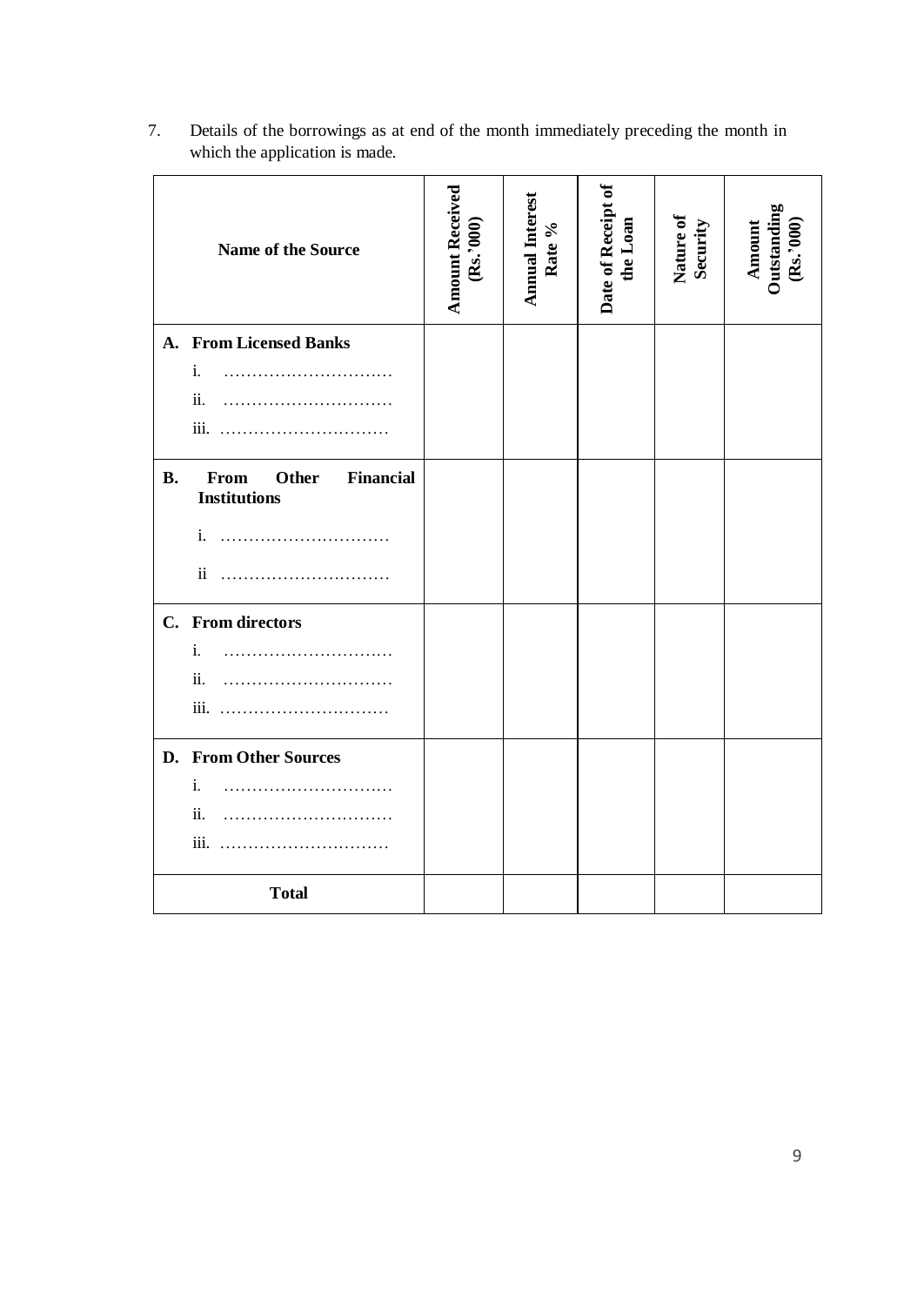7. Details of the borrowings as at end of the month immediately preceding the month in which the application is made.

| Name of the Source | Amount Received (Rs.'000) | Annual Interest Rate % | Date of Receipt of the Loan | Nature of Security | Amount Outstanding (Rs.'000) |
|---|---|---|---|---|---|
| **A. From Licensed Banks** | | | | | |
| i. ………………………… | | | | | |
| ii. ………………………… | | | | | |
| iii. ………………………… | | | | | |
| **B. From Other Financial Institutions** | | | | | |
| i. ………………………… | | | | | |
| ii ………………………… | | | | | |
| **C. From directors** | | | | | |
| i. ………………………… | | | | | |
| ii. ………………………… | | | | | |
| iii. ………………………… | | | | | |
| **D. From Other Sources** | | | | | |
| i. ………………………… | | | | | |
| ii. ………………………… | | | | | |
| iii. ………………………… | | | | | |
| **Total** | | | | | |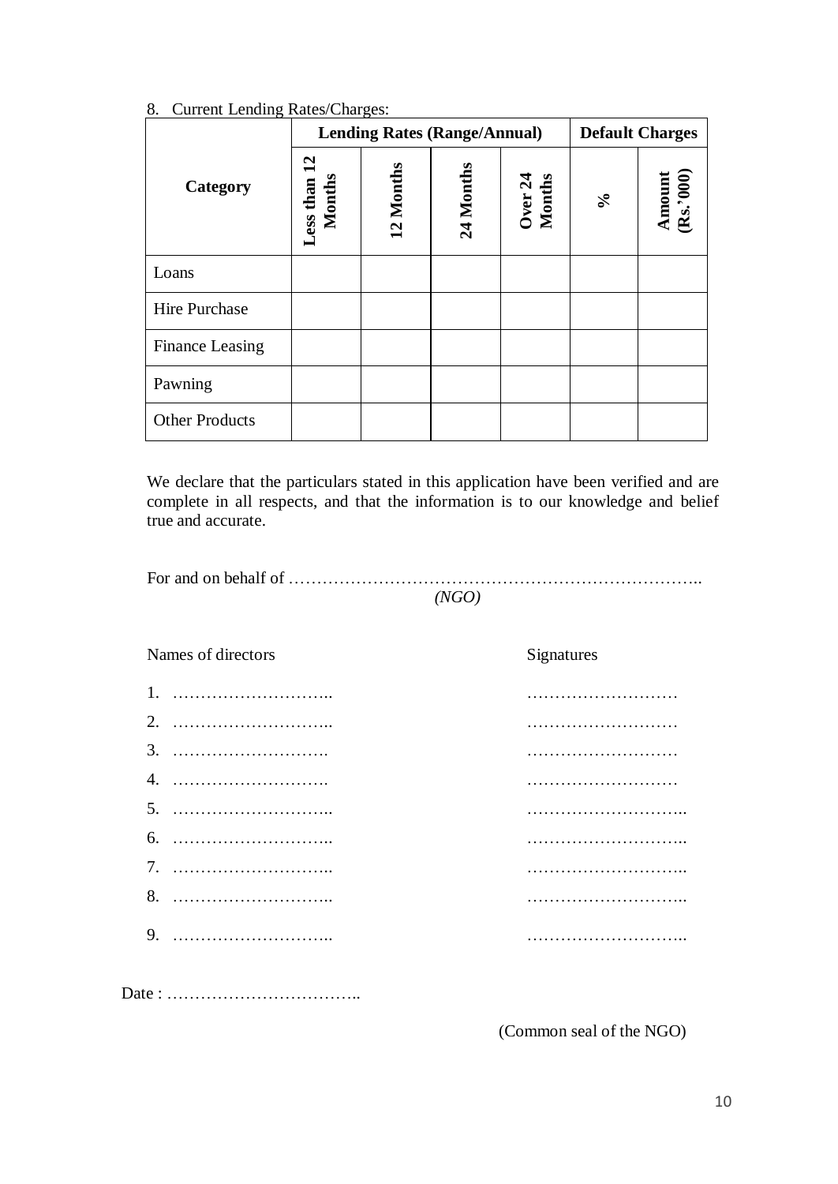8. Current Lending Rates/Charges:

| Category | Lending Rates (Range/Annual) | | | | Default Charges | |
|---|---|---|---|---|---|---|
| | **Less than 12 Months** | **12 Months** | **24 Months** | **Over 24 Months** | **%** | **Amount (Rs.'000)** |
| Loans | | | | | | |
| Hire Purchase | | | | | | |
| Finance Leasing | | | | | | |
| Pawning | | | | | | |
| Other Products | | | | | | |

We declare that the particulars stated in this application have been verified and are complete in all respects, and that the information is to our knowledge and belief true and accurate.

For and on behalf of ………………………………………………………………..
*(NGO)*

| Names of directors | Signatures |
|---|---|
| 1. ……………………….. | ……………………… |
| 2. ……………………….. | ……………………… |
| 3. ………………………. | ……………………… |
| 4. ………………………. | ……………………… |
| 5. ……………………….. | ……………………….. |
| 6. ……………………….. | ……………………….. |
| 7. ……………………….. | ……………………….. |
| 8. ……………………….. | ……………………….. |
| 9. ……………………….. | ……………………….. |

Date : ……………………………..

(Common seal of the NGO)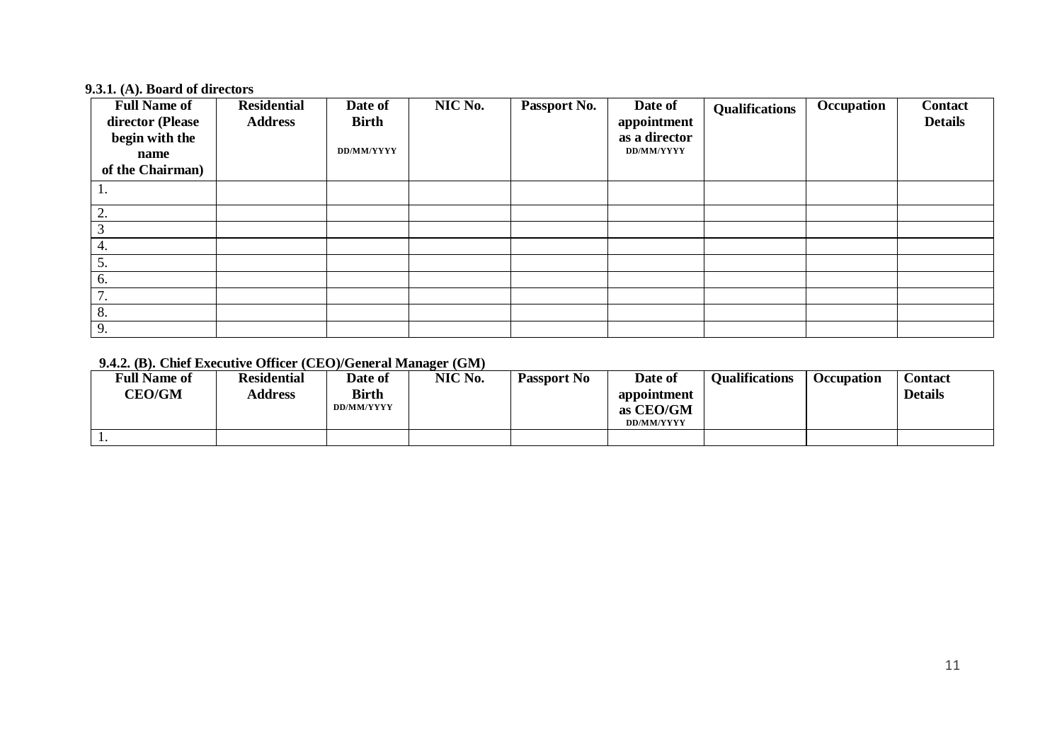**9.3.1. (A). Board of directors**

| Full Name of director (Please begin with the name of the Chairman) | Residential Address | Date of Birth DD/MM/YYYY | NIC No. | Passport No. | Date of appointment as a director DD/MM/YYYY | Qualifications | Occupation | Contact Details |
|---|---|---|---|---|---|---|---|---|
| 1. | | | | | | | | |
| 2. | | | | | | | | |
| 3 | | | | | | | | |
| 4. | | | | | | | | |
| 5. | | | | | | | | |
| 6. | | | | | | | | |
| 7. | | | | | | | | |
| 8. | | | | | | | | |
| 9. | | | | | | | | |

**9.4.2. (B). Chief Executive Officer (CEO)/General Manager (GM)**

| Full Name of CEO/GM | Residential Address | Date of Birth DD/MM/YYYY | NIC No. | Passport No | Date of appointment as CEO/GM DD/MM/YYYY | Qualifications | Occupation | Contact Details |
|---|---|---|---|---|---|---|---|---|
| 1. | | | | | | | | |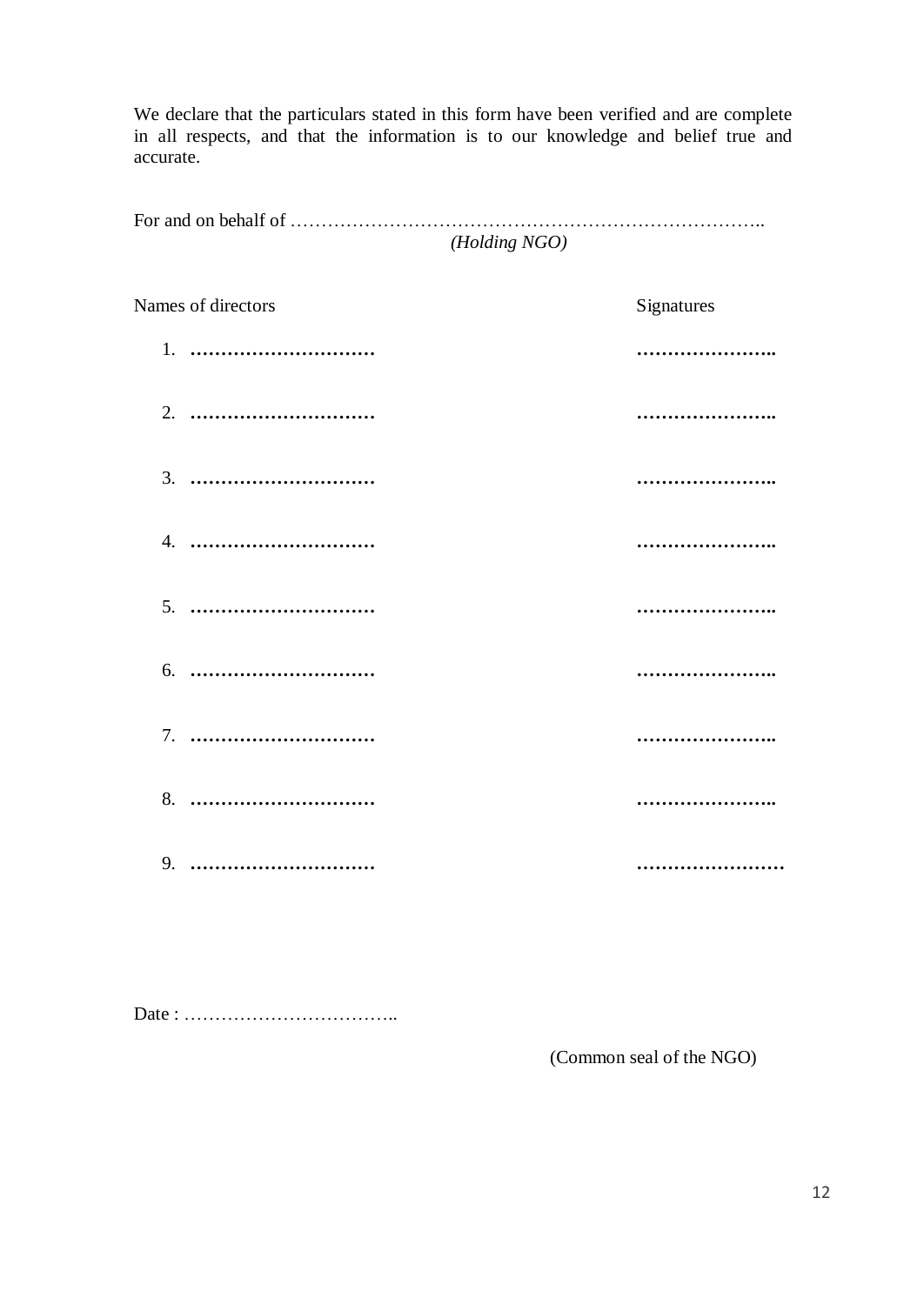We declare that the particulars stated in this form have been verified and are complete in all respects, and that the information is to our knowledge and belief true and accurate.

For and on behalf of …………………………………………………………………..
*(Holding NGO)*

| Names of directors | Signatures |
|---|---|
| 1. ………………………… | ………………….. |
| 2. ………………………… | ………………….. |
| 3. ………………………… | ………………….. |
| 4. ………………………… | ………………….. |
| 5. ………………………… | ………………….. |
| 6. ………………………… | ………………….. |
| 7. ………………………… | ………………….. |
| 8. ………………………… | ………………….. |
| 9. ………………………… | …………………… |

Date : ……………………………..

(Common seal of the NGO)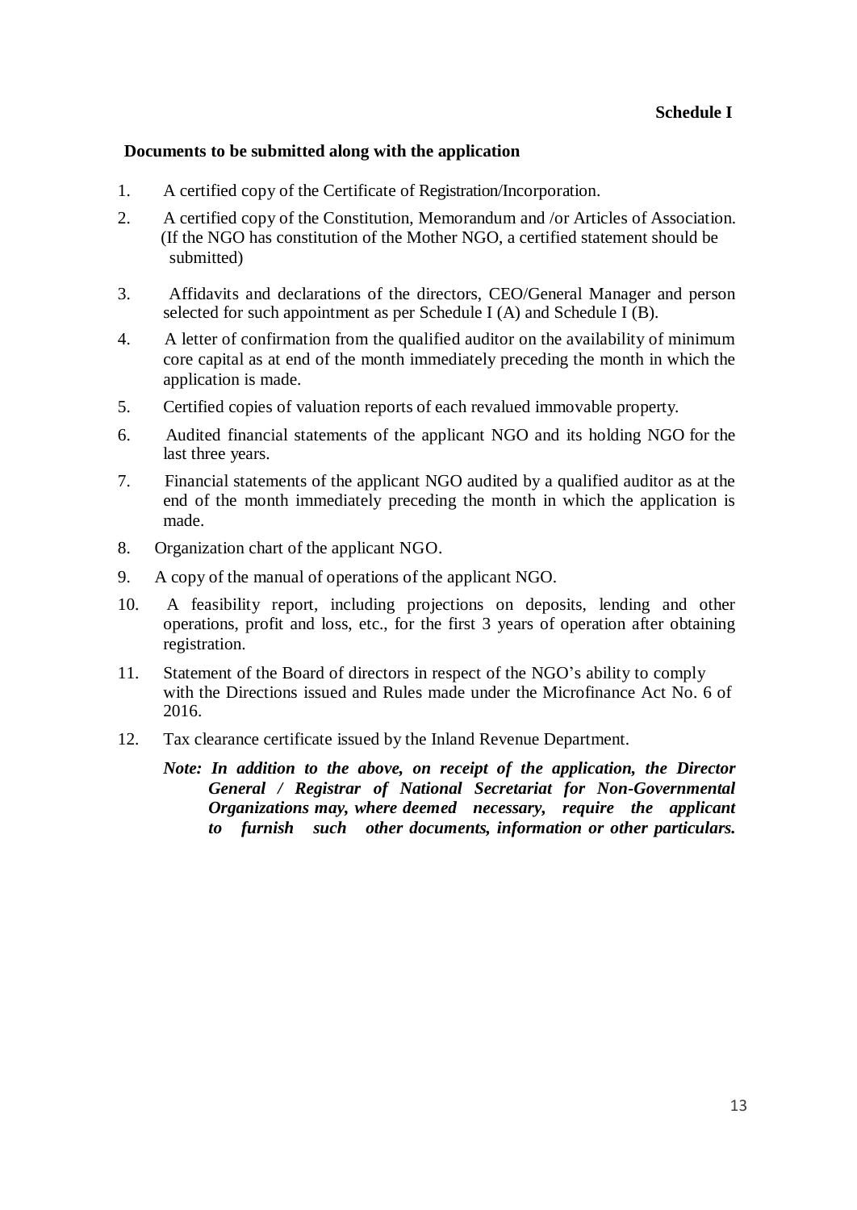**Schedule I**

**Documents to be submitted along with the application**

1. A certified copy of the Certificate of Registration/Incorporation.
2. A certified copy of the Constitution, Memorandum and /or Articles of Association. (If the NGO has constitution of the Mother NGO, a certified statement should be submitted)
3. Affidavits and declarations of the directors, CEO/General Manager and person selected for such appointment as per Schedule I (A) and Schedule I (B).
4. A letter of confirmation from the qualified auditor on the availability of minimum core capital as at end of the month immediately preceding the month in which the application is made.
5. Certified copies of valuation reports of each revalued immovable property.
6. Audited financial statements of the applicant NGO and its holding NGO for the last three years.
7. Financial statements of the applicant NGO audited by a qualified auditor as at the end of the month immediately preceding the month in which the application is made.
8. Organization chart of the applicant NGO.
9. A copy of the manual of operations of the applicant NGO.
10. A feasibility report, including projections on deposits, lending and other operations, profit and loss, etc., for the first 3 years of operation after obtaining registration.
11. Statement of the Board of directors in respect of the NGO's ability to comply with the Directions issued and Rules made under the Microfinance Act No. 6 of 2016.
12. Tax clearance certificate issued by the Inland Revenue Department.

***Note: In addition to the above, on receipt of the application, the Director General / Registrar of National Secretariat for Non-Governmental Organizations may, where deemed necessary, require the applicant to furnish such other documents, information or other particulars.***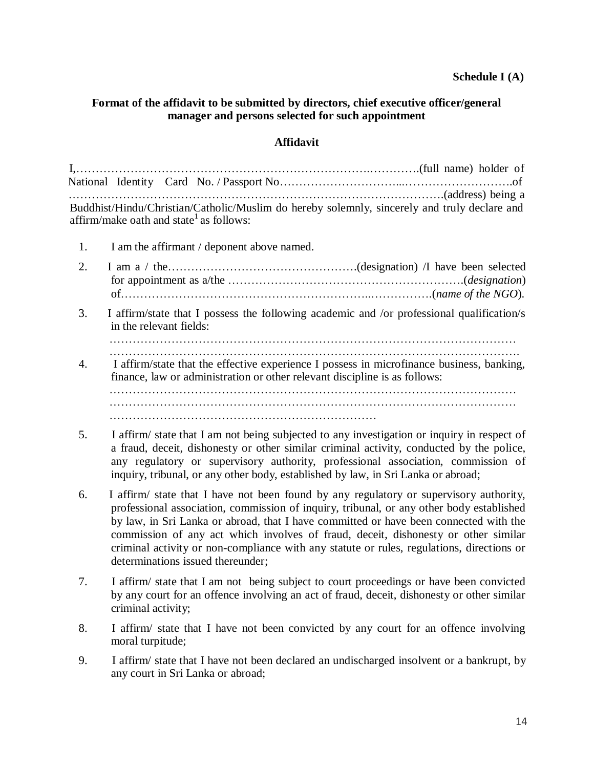**Schedule I (A)**

**Format of the affidavit to be submitted by directors, chief executive officer/general manager and persons selected for such appointment**

**Affidavit**

I,…………………………………………………………………….………….(full name) holder of National Identity Card No. / Passport No…………………………...……………………….of ………………………………………………………………………………….(address) being a Buddhist/Hindu/Christian/Catholic/Muslim do hereby solemnly, sincerely and truly declare and affirm/make oath and state[1] as follows:

1. I am the affirmant / deponent above named.
2. I am a / the………….………………………………….(designation) /I have been selected for appointment as a/the ………………………………………………….(*designation*) of……………………………………………………...…………….(*name of the NGO*).
3. I affirm/state that I possess the following academic and /or professional qualification/s in the relevant fields:
…………………………………………………………………………………………
………………………………………………………………………………………….
4. I affirm/state that the effective experience I possess in microfinance business, banking, finance, law or administration or other relevant discipline is as follows:
…………………………………………………………………………………………
…………………………………………………………………………………………
……………………………………………………………
5. I affirm/ state that I am not being subjected to any investigation or inquiry in respect of a fraud, deceit, dishonesty or other similar criminal activity, conducted by the police, any regulatory or supervisory authority, professional association, commission of inquiry, tribunal, or any other body, established by law, in Sri Lanka or abroad;
6. I affirm/ state that I have not been found by any regulatory or supervisory authority, professional association, commission of inquiry, tribunal, or any other body established by law, in Sri Lanka or abroad, that I have committed or have been connected with the commission of any act which involves of fraud, deceit, dishonesty or other similar criminal activity or non-compliance with any statute or rules, regulations, directions or determinations issued thereunder;
7. I affirm/ state that I am not being subject to court proceedings or have been convicted by any court for an offence involving an act of fraud, deceit, dishonesty or other similar criminal activity;
8. I affirm/ state that I have not been convicted by any court for an offence involving moral turpitude;
9. I affirm/ state that I have not been declared an undischarged insolvent or a bankrupt, by any court in Sri Lanka or abroad;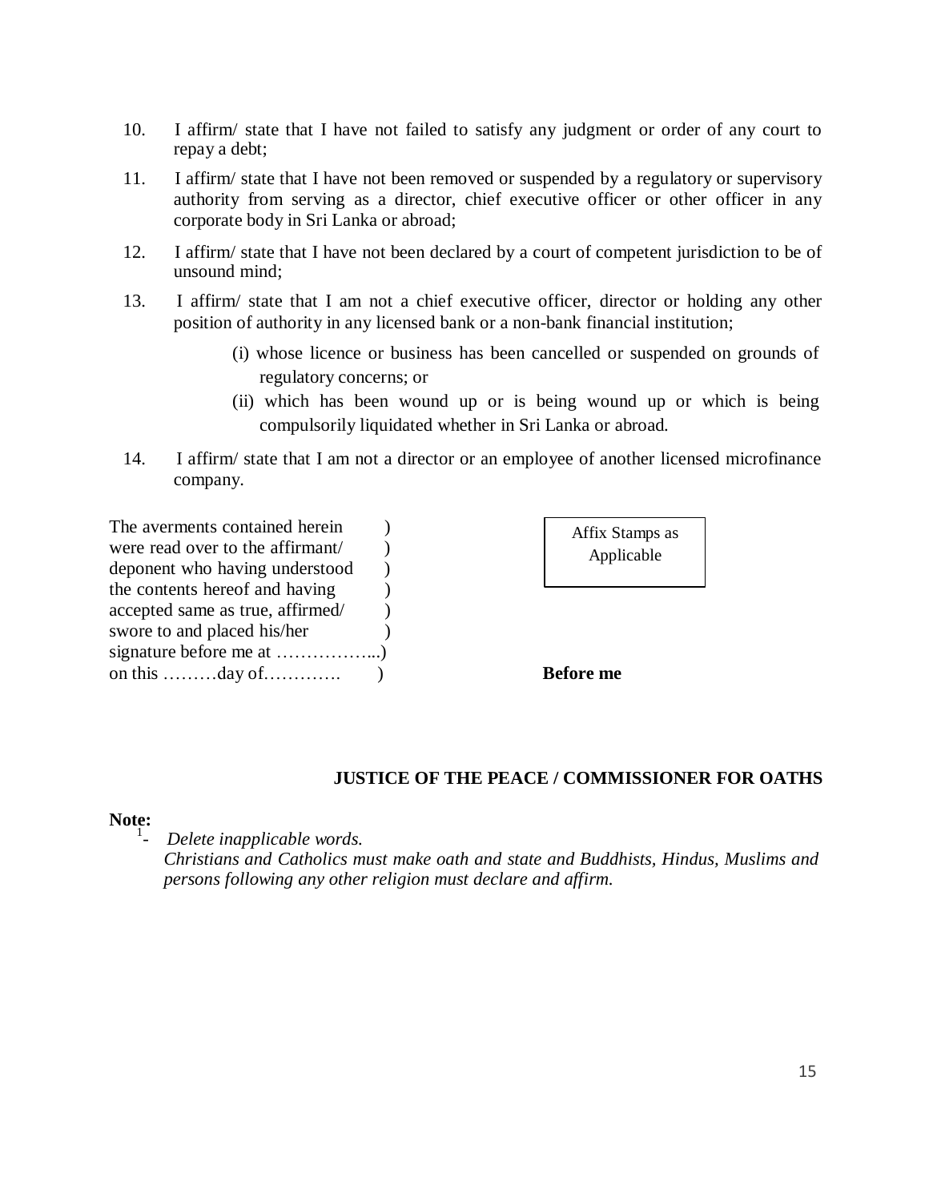10. I affirm/ state that I have not failed to satisfy any judgment or order of any court to repay a debt;

11. I affirm/ state that I have not been removed or suspended by a regulatory or supervisory authority from serving as a director, chief executive officer or other officer in any corporate body in Sri Lanka or abroad;

12. I affirm/ state that I have not been declared by a court of competent jurisdiction to be of unsound mind;

13. I affirm/ state that I am not a chief executive officer, director or holding any other position of authority in any licensed bank or a non-bank financial institution;

    (i) whose licence or business has been cancelled or suspended on grounds of regulatory concerns; or

    (ii) which has been wound up or is being wound up or which is being compulsorily liquidated whether in Sri Lanka or abroad.

14. I affirm/ state that I am not a director or an employee of another licensed microfinance company.

The averments contained herein )
were read over to the affirmant/ )
deponent who having understood )
the contents hereof and having )
accepted same as true, affirmed/ )
swore to and placed his/her )
signature before me at ……………...)
on this ………day of…………. )

| Affix Stamps as Applicable |
|---|

**Before me**

**JUSTICE OF THE PEACE / COMMISSIONER FOR OATHS**

**Note:**

[1]- *Delete inapplicable words.*

*Christians and Catholics must make oath and state and Buddhists, Hindus, Muslims and persons following any other religion must declare and affirm.*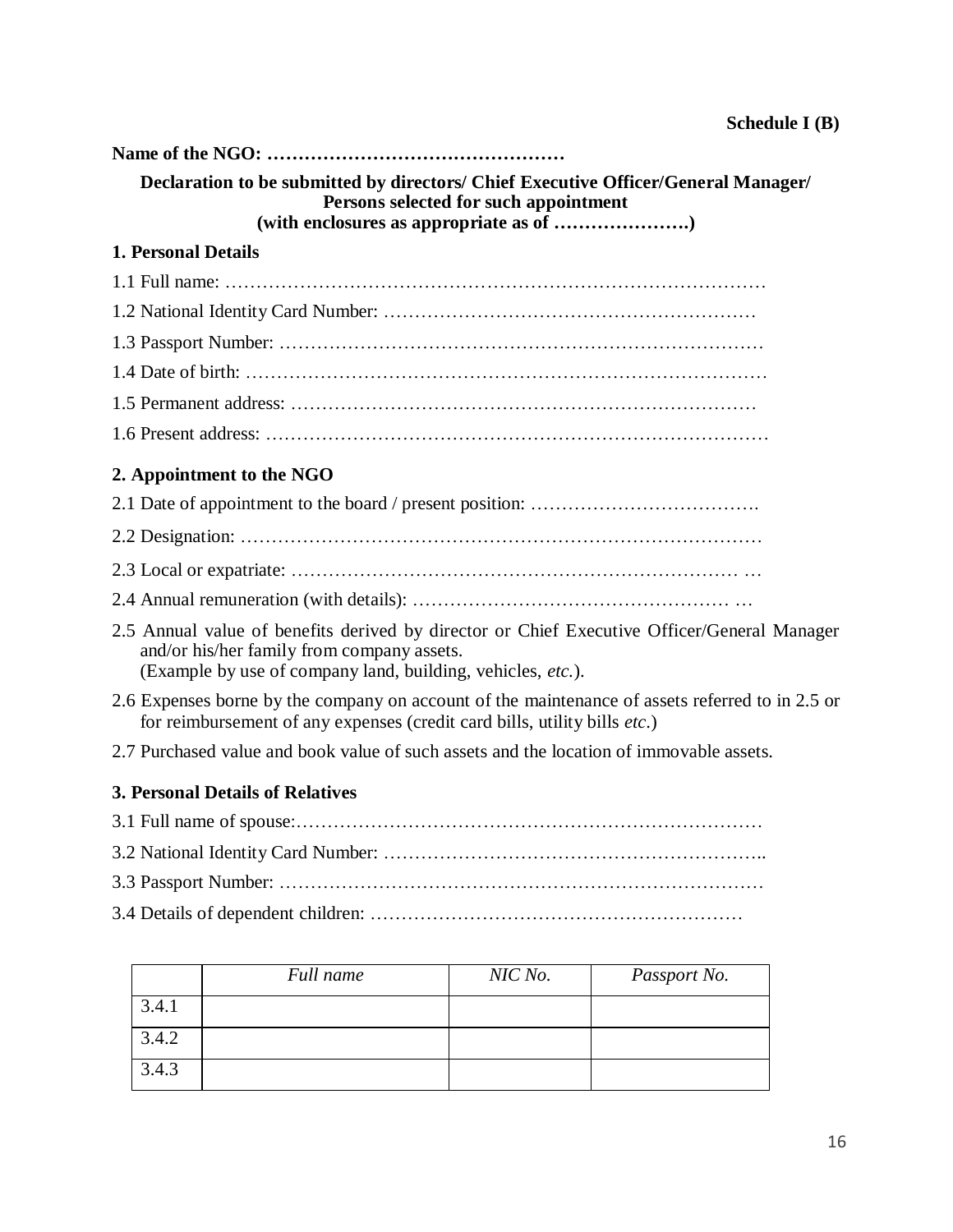**Schedule I (B)**

**Name of the NGO: …………………………………………**

**Declaration to be submitted by directors/ Chief Executive Officer/General Manager/ Persons selected for such appointment (with enclosures as appropriate as of ………………….)**

## 1. Personal Details

1.1 Full name: ……………………………………………………………………………

1.2 National Identity Card Number: …………………………………………………

1.3 Passport Number: …………………………………………………………………

1.4 Date of birth: ………………………………………………………………………

1.5 Permanent address: ………………………………………………………………

1.6 Present address: ……………………………………………………………………

## 2. Appointment to the NGO

2.1 Date of appointment to the board / present position: ……………………………….

2.2 Designation: …………………………………………………………………………

2.3 Local or expatriate: ……………………………………………………………… …

2.4 Annual remuneration (with details): …………………………………………… …

2.5 Annual value of benefits derived by director or Chief Executive Officer/General Manager and/or his/her family from company assets.
(Example by use of company land, building, vehicles, *etc.*).

2.6 Expenses borne by the company on account of the maintenance of assets referred to in 2.5 or for reimbursement of any expenses (credit card bills, utility bills *etc.*)

2.7 Purchased value and book value of such assets and the location of immovable assets.

## 3. Personal Details of Relatives

3.1 Full name of spouse:…………………………………………………………………

3.2 National Identity Card Number: …………………………………………………..

3.3 Passport Number: …………………………………………………………………

3.4 Details of dependent children: …………………………………………………

| | *Full name* | *NIC No.* | *Passport No.* |
|---|---|---|---|
| 3.4.1 | | | |
| 3.4.2 | | | |
| 3.4.3 | | | |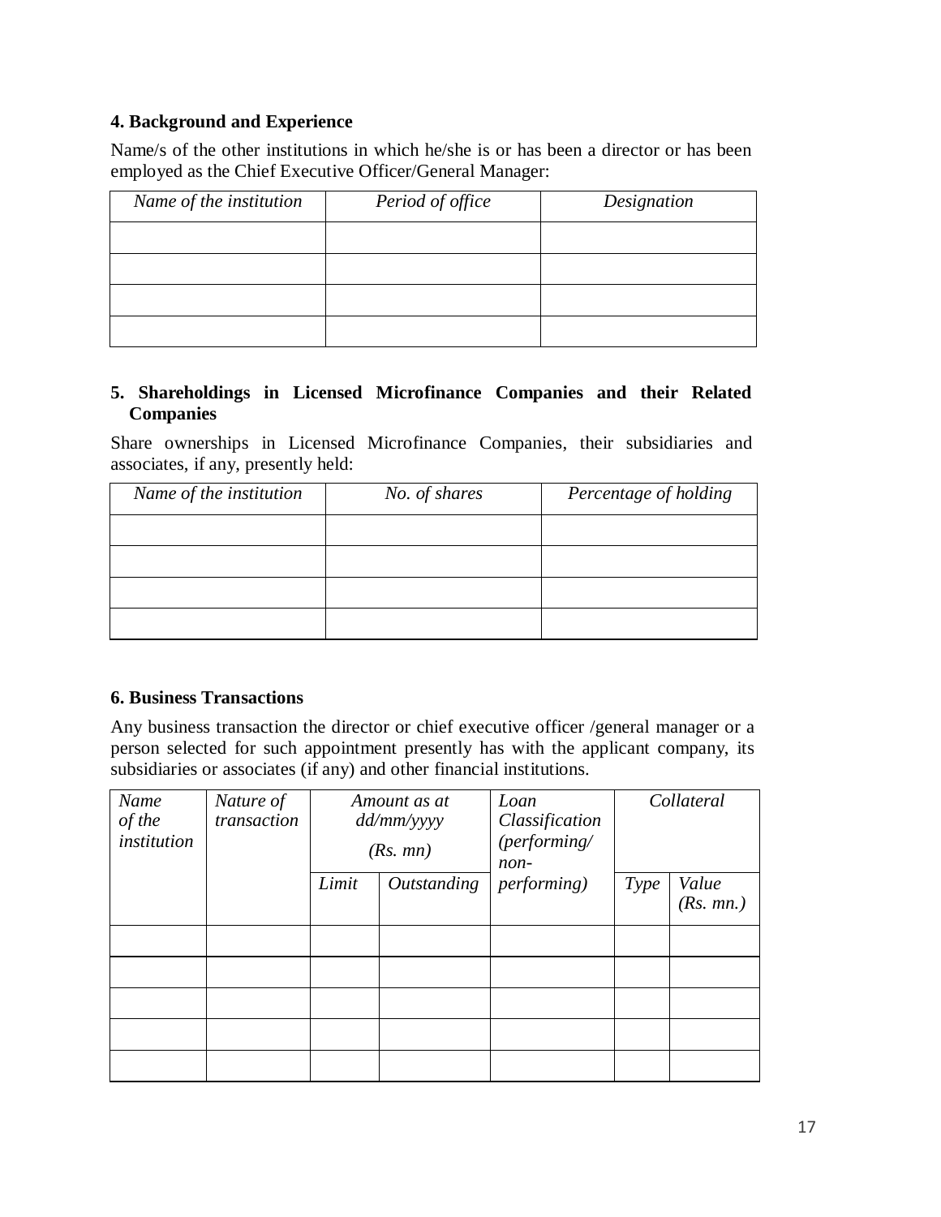### 4. Background and Experience

Name/s of the other institutions in which he/she is or has been a director or has been employed as the Chief Executive Officer/General Manager:

| *Name of the institution* | *Period of office* | *Designation* |
|---|---|---|
| | | |
| | | |
| | | |
| | | |

### 5. Shareholdings in Licensed Microfinance Companies and their Related Companies

Share ownerships in Licensed Microfinance Companies, their subsidiaries and associates, if any, presently held:

| *Name of the institution* | *No. of shares* | *Percentage of holding* |
|---|---|---|
| | | |
| | | |
| | | |
| | | |

### 6. Business Transactions

Any business transaction the director or chief executive officer /general manager or a person selected for such appointment presently has with the applicant company, its subsidiaries or associates (if any) and other financial institutions.

| *Name of the institution* | *Nature of transaction* | *Amount as at dd/mm/yyyy (Rs. mn)* | | *Loan Classification (performing/ non-performing)* | *Collateral* | |
|---|---|---|---|---|---|---|
| | | *Limit* | *Outstanding* | | *Type* | *Value (Rs. mn.)* |
| | | | | | | |
| | | | | | | |
| | | | | | | |
| | | | | | | |
| | | | | | | |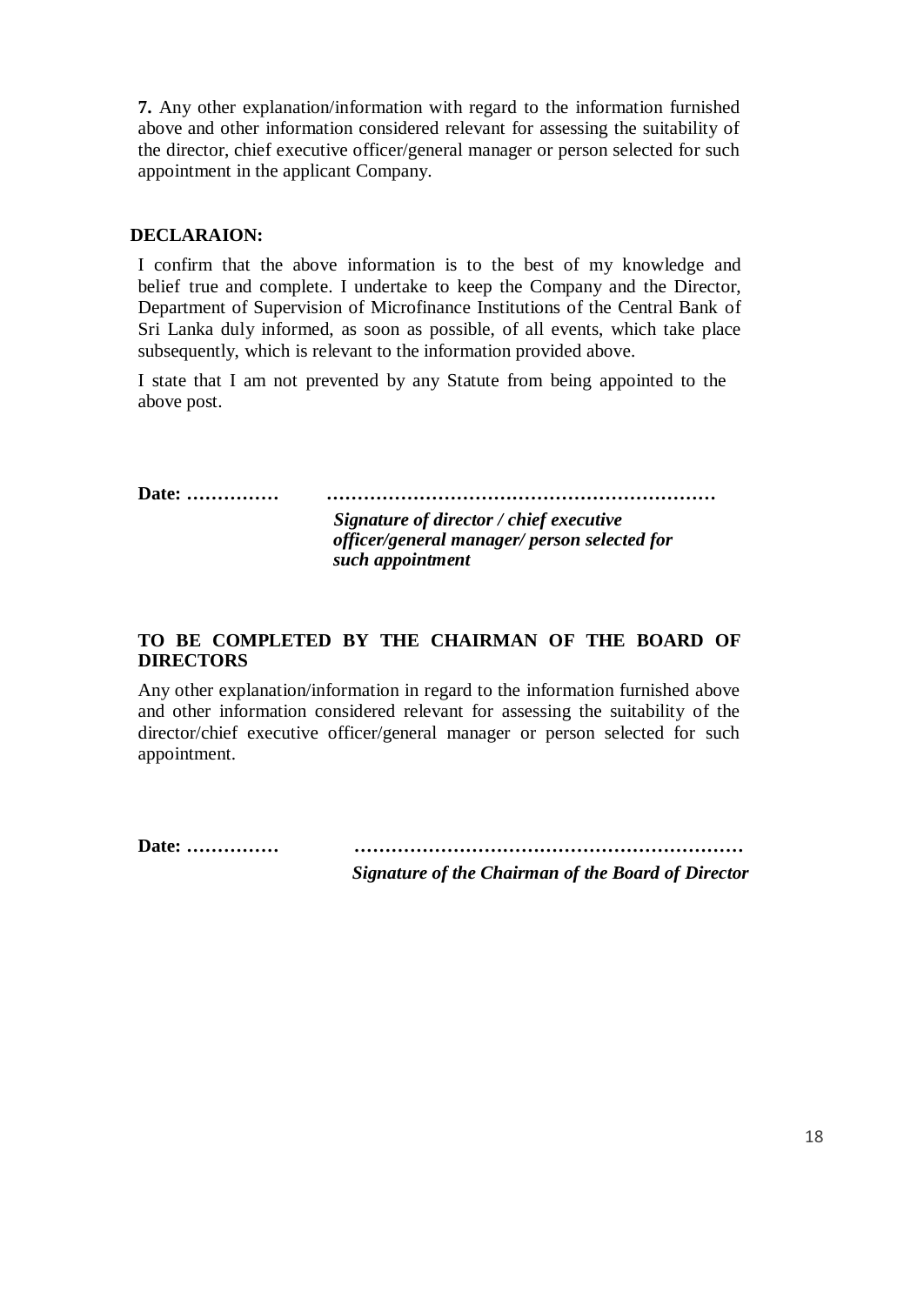**7.** Any other explanation/information with regard to the information furnished above and other information considered relevant for assessing the suitability of the director, chief executive officer/general manager or person selected for such appointment in the applicant Company.

**DECLARAION:**

I confirm that the above information is to the best of my knowledge and belief true and complete. I undertake to keep the Company and the Director, Department of Supervision of Microfinance Institutions of the Central Bank of Sri Lanka duly informed, as soon as possible, of all events, which take place subsequently, which is relevant to the information provided above.

I state that I am not prevented by any Statute from being appointed to the above post.

**Date: ……………** **………………………………………………………**

***Signature of director / chief executive officer/general manager/ person selected for such appointment***

**TO BE COMPLETED BY THE CHAIRMAN OF THE BOARD OF DIRECTORS**

Any other explanation/information in regard to the information furnished above and other information considered relevant for assessing the suitability of the director/chief executive officer/general manager or person selected for such appointment.

**Date: ……………** **………………………………………………………**

***Signature of the Chairman of the Board of Director***